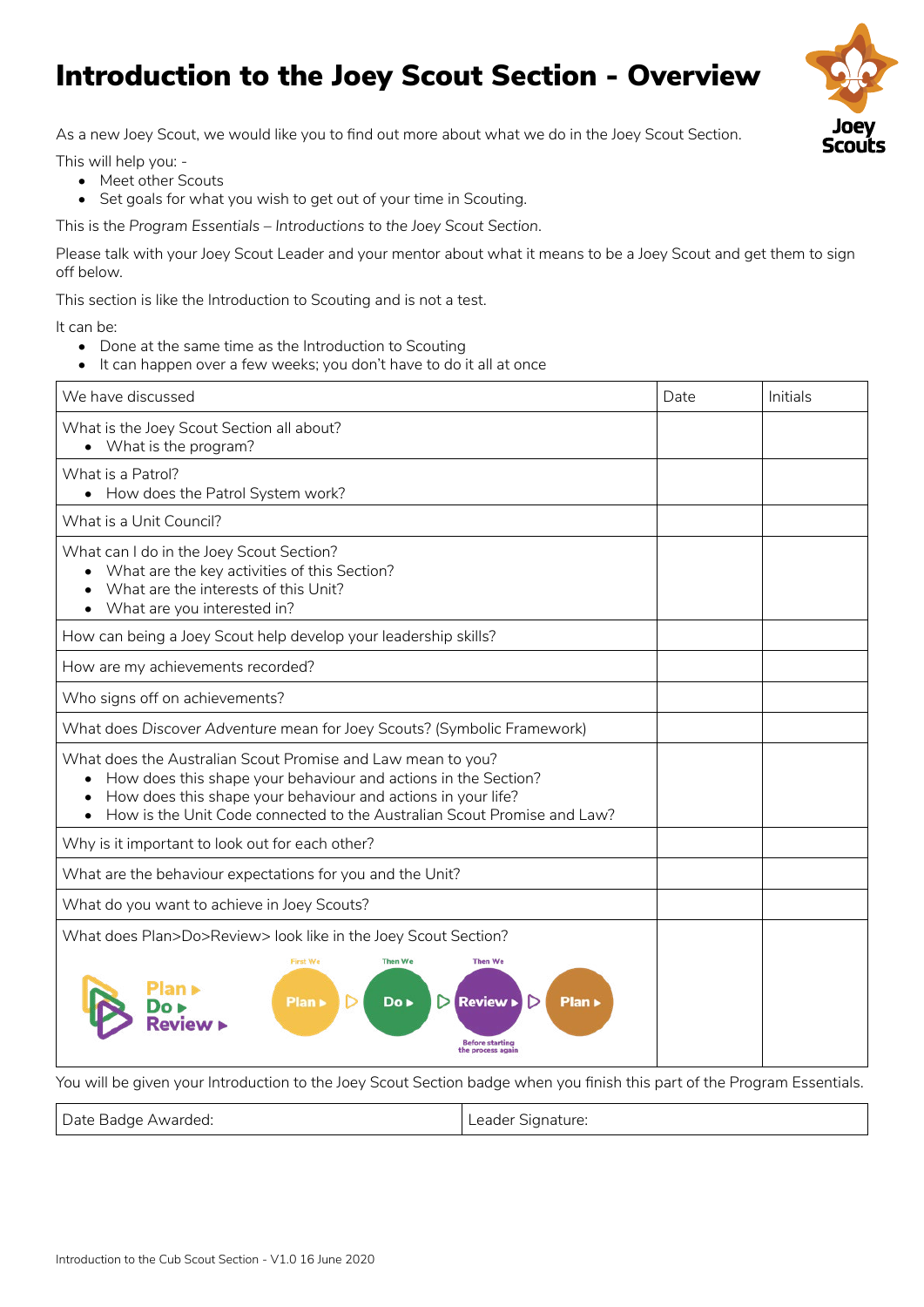# Introduction to the Joey Scout Section - Overview

As a new Joey Scout, we would like you to find out more about what we do in the Joey Scout Section.

This will help you: -

- Meet other Scouts
- Set goals for what you wish to get out of your time in Scouting.

This is the *Program Essentials – Introductions to the Joey Scout Section*.

Please talk with your Joey Scout Leader and your mentor about what it means to be a Joey Scout and get them to sign off below.

This section is like the Introduction to Scouting and is not a test.

It can be:

- Done at the same time as the Introduction to Scouting
- It can happen over a few weeks; you don't have to do it all at once

| We have discussed | Date | Initials |
| --- | --- | --- |
| What is the Joey Scout Section all about?<br>• What is the program? | | |
| What is a Patrol?<br>• How does the Patrol System work? | | |
| What is a Unit Council? | | |
| What can I do in the Joey Scout Section?<br>• What are the key activities of this Section?<br>• What are the interests of this Unit?<br>• What are you interested in? | | |
| How can being a Joey Scout help develop your leadership skills? | | |
| How are my achievements recorded? | | |
| Who signs off on achievements? | | |
| What does *Discover Adventure* mean for Joey Scouts? (Symbolic Framework) | | |
| What does the Australian Scout Promise and Law mean to you?<br>• How does this shape your behaviour and actions in the Section?<br>• How does this shape your behaviour and actions in your life?<br>• How is the Unit Code connected to the Australian Scout Promise and Law? | | |
| Why is it important to look out for each other? | | |
| What are the behaviour expectations for you and the Unit? | | |
| What do you want to achieve in Joey Scouts? | | |
| What does Plan>Do>Review> look like in the Joey Scout Section?<br>Plan ▸ Do ▸ Review ▸<br>First We: Plan ▸ Then We: Do ▸ Then We: Review ▸ Plan ▸ (Before starting the process again) | | |

You will be given your Introduction to the Joey Scout Section badge when you finish this part of the Program Essentials.

| Date Badge Awarded: | Leader Signature: |
| --- | --- |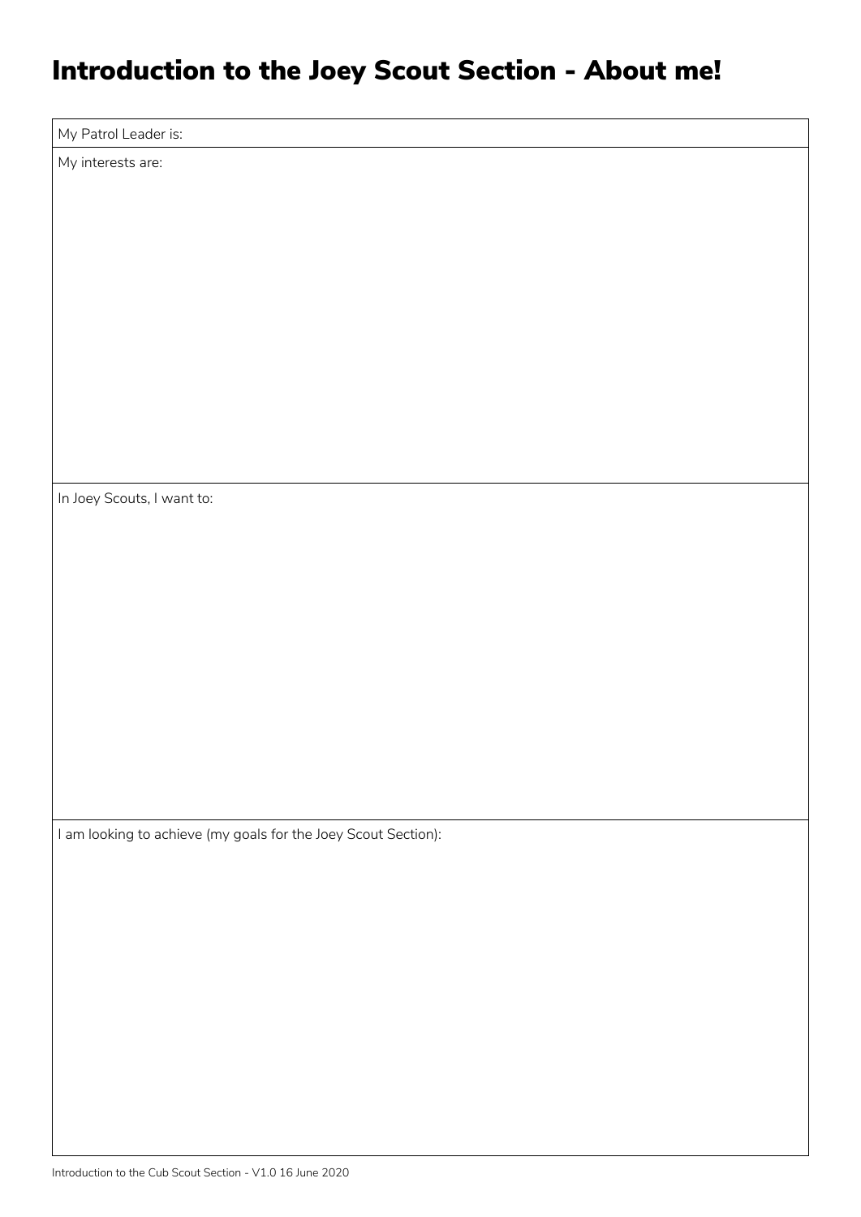# Introduction to the Joey Scout Section - About me!

| |
|---|
| My Patrol Leader is: |
| My interests are: |
| In Joey Scouts, I want to: |
| I am looking to achieve (my goals for the Joey Scout Section): |